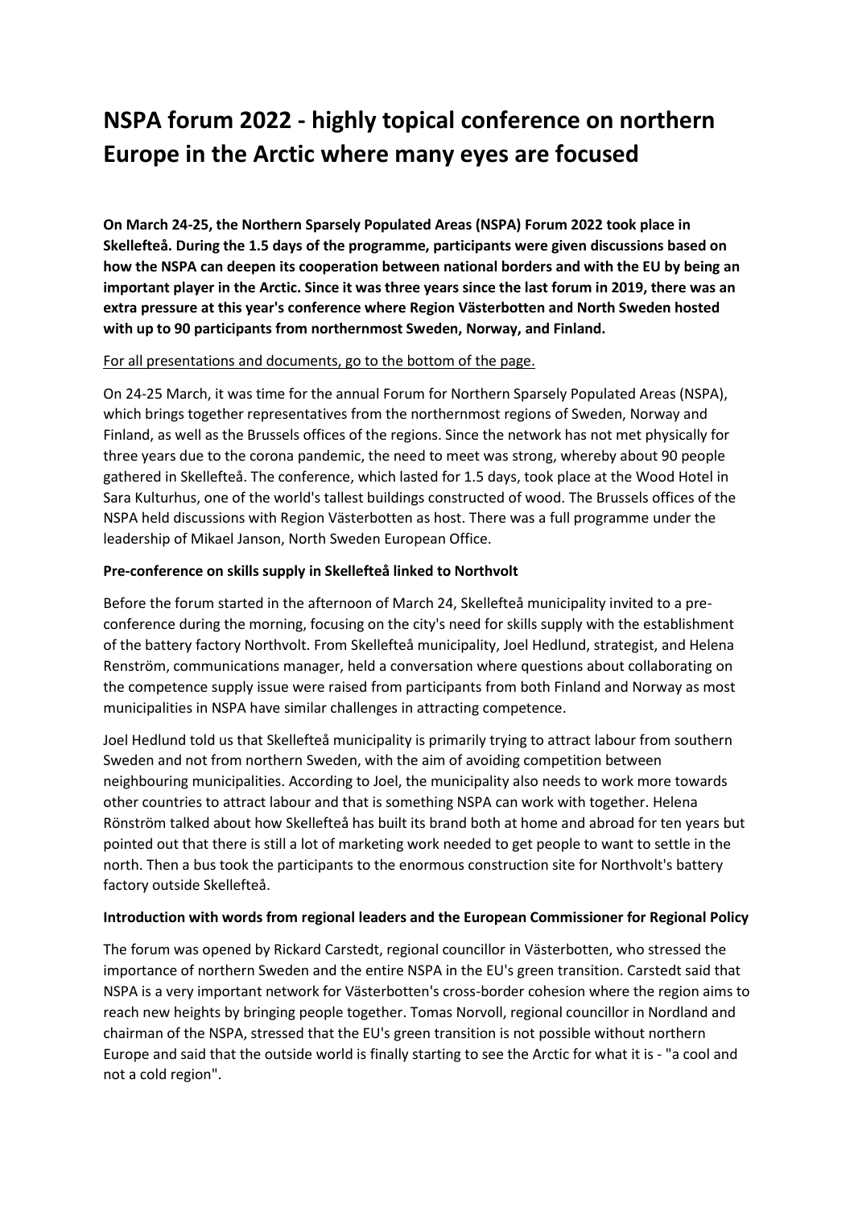# NSPA forum 2022 - highly topical conference on northern Europe in the Arctic where many eyes are focused

**On March 24-25, the Northern Sparsely Populated Areas (NSPA) Forum 2022 took place in Skellefteå. During the 1.5 days of the programme, participants were given discussions based on how the NSPA can deepen its cooperation between national borders and with the EU by being an important player in the Arctic. Since it was three years since the last forum in 2019, there was an extra pressure at this year's conference where Region Västerbotten and North Sweden hosted with up to 90 participants from northernmost Sweden, Norway, and Finland.**

<u>For all presentations and documents, go to the bottom of the page.</u>

On 24-25 March, it was time for the annual Forum for Northern Sparsely Populated Areas (NSPA), which brings together representatives from the northernmost regions of Sweden, Norway and Finland, as well as the Brussels offices of the regions. Since the network has not met physically for three years due to the corona pandemic, the need to meet was strong, whereby about 90 people gathered in Skellefteå. The conference, which lasted for 1.5 days, took place at the Wood Hotel in Sara Kulturhus, one of the world's tallest buildings constructed of wood. The Brussels offices of the NSPA held discussions with Region Västerbotten as host. There was a full programme under the leadership of Mikael Janson, North Sweden European Office.

**Pre-conference on skills supply in Skellefteå linked to Northvolt**

Before the forum started in the afternoon of March 24, Skellefteå municipality invited to a pre-conference during the morning, focusing on the city's need for skills supply with the establishment of the battery factory Northvolt. From Skellefteå municipality, Joel Hedlund, strategist, and Helena Renström, communications manager, held a conversation where questions about collaborating on the competence supply issue were raised from participants from both Finland and Norway as most municipalities in NSPA have similar challenges in attracting competence.

Joel Hedlund told us that Skellefteå municipality is primarily trying to attract labour from southern Sweden and not from northern Sweden, with the aim of avoiding competition between neighbouring municipalities. According to Joel, the municipality also needs to work more towards other countries to attract labour and that is something NSPA can work with together. Helena Rönström talked about how Skellefteå has built its brand both at home and abroad for ten years but pointed out that there is still a lot of marketing work needed to get people to want to settle in the north. Then a bus took the participants to the enormous construction site for Northvolt's battery factory outside Skellefteå.

**Introduction with words from regional leaders and the European Commissioner for Regional Policy**

The forum was opened by Rickard Carstedt, regional councillor in Västerbotten, who stressed the importance of northern Sweden and the entire NSPA in the EU's green transition. Carstedt said that NSPA is a very important network for Västerbotten's cross-border cohesion where the region aims to reach new heights by bringing people together. Tomas Norvoll, regional councillor in Nordland and chairman of the NSPA, stressed that the EU's green transition is not possible without northern Europe and said that the outside world is finally starting to see the Arctic for what it is - "a cool and not a cold region".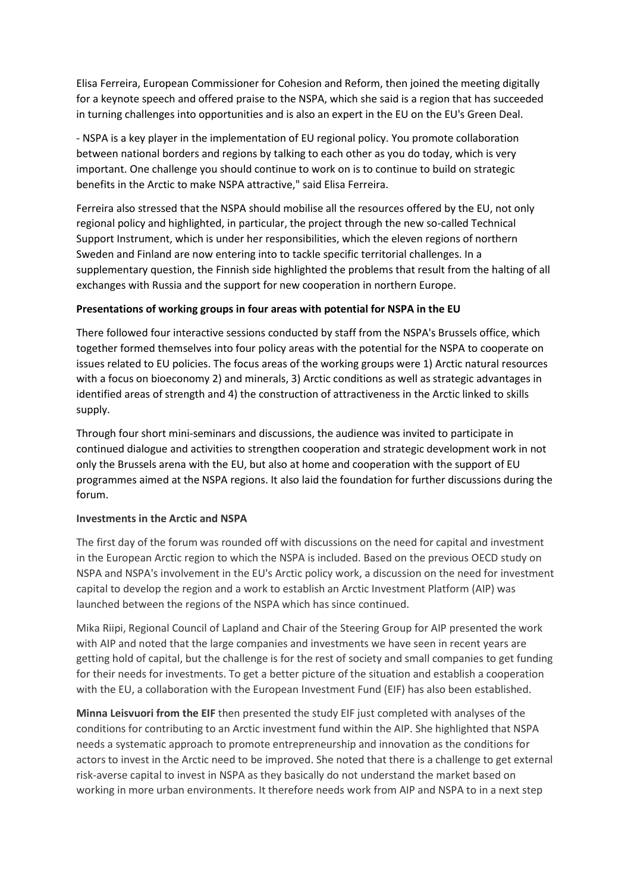Elisa Ferreira, European Commissioner for Cohesion and Reform, then joined the meeting digitally for a keynote speech and offered praise to the NSPA, which she said is a region that has succeeded in turning challenges into opportunities and is also an expert in the EU on the EU's Green Deal.

- NSPA is a key player in the implementation of EU regional policy. You promote collaboration between national borders and regions by talking to each other as you do today, which is very important. One challenge you should continue to work on is to continue to build on strategic benefits in the Arctic to make NSPA attractive," said Elisa Ferreira.

Ferreira also stressed that the NSPA should mobilise all the resources offered by the EU, not only regional policy and highlighted, in particular, the project through the new so-called Technical Support Instrument, which is under her responsibilities, which the eleven regions of northern Sweden and Finland are now entering into to tackle specific territorial challenges. In a supplementary question, the Finnish side highlighted the problems that result from the halting of all exchanges with Russia and the support for new cooperation in northern Europe.

**Presentations of working groups in four areas with potential for NSPA in the EU**

There followed four interactive sessions conducted by staff from the NSPA's Brussels office, which together formed themselves into four policy areas with the potential for the NSPA to cooperate on issues related to EU policies. The focus areas of the working groups were 1) Arctic natural resources with a focus on bioeconomy 2) and minerals, 3) Arctic conditions as well as strategic advantages in identified areas of strength and 4) the construction of attractiveness in the Arctic linked to skills supply.

Through four short mini-seminars and discussions, the audience was invited to participate in continued dialogue and activities to strengthen cooperation and strategic development work in not only the Brussels arena with the EU, but also at home and cooperation with the support of EU programmes aimed at the NSPA regions. It also laid the foundation for further discussions during the forum.

**Investments in the Arctic and NSPA**

The first day of the forum was rounded off with discussions on the need for capital and investment in the European Arctic region to which the NSPA is included. Based on the previous OECD study on NSPA and NSPA's involvement in the EU's Arctic policy work, a discussion on the need for investment capital to develop the region and a work to establish an Arctic Investment Platform (AIP) was launched between the regions of the NSPA which has since continued.

Mika Riipi, Regional Council of Lapland and Chair of the Steering Group for AIP presented the work with AIP and noted that the large companies and investments we have seen in recent years are getting hold of capital, but the challenge is for the rest of society and small companies to get funding for their needs for investments. To get a better picture of the situation and establish a cooperation with the EU, a collaboration with the European Investment Fund (EIF) has also been established.

**Minna Leisvuori from the EIF** then presented the study EIF just completed with analyses of the conditions for contributing to an Arctic investment fund within the AIP. She highlighted that NSPA needs a systematic approach to promote entrepreneurship and innovation as the conditions for actors to invest in the Arctic need to be improved. She noted that there is a challenge to get external risk-averse capital to invest in NSPA as they basically do not understand the market based on working in more urban environments. It therefore needs work from AIP and NSPA to in a next step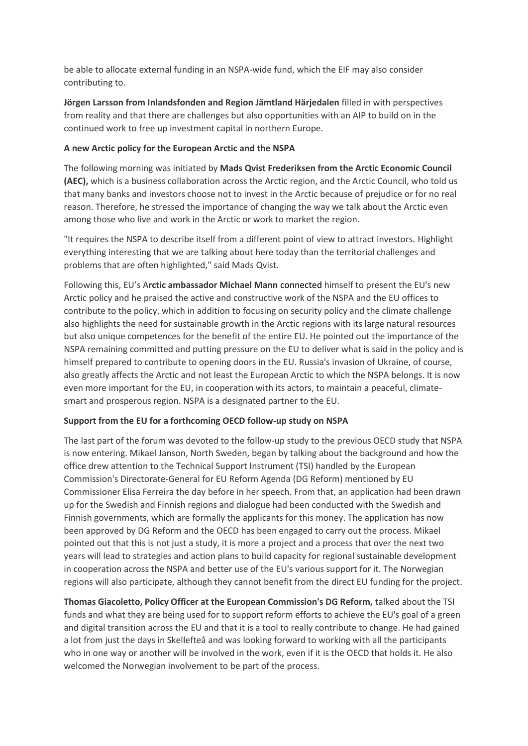be able to allocate external funding in an NSPA-wide fund, which the EIF may also consider contributing to.

**Jörgen Larsson from Inlandsfonden and Region Jämtland Härjedalen** filled in with perspectives from reality and that there are challenges but also opportunities with an AIP to build on in the continued work to free up investment capital in northern Europe.

**A new Arctic policy for the European Arctic and the NSPA**

The following morning was initiated by **Mads Qvist Frederiksen from the Arctic Economic Council (AEC),** which is a business collaboration across the Arctic region, and the Arctic Council, who told us that many banks and investors choose not to invest in the Arctic because of prejudice or for no real reason. Therefore, he stressed the importance of changing the way we talk about the Arctic even among those who live and work in the Arctic or work to market the region.

"It requires the NSPA to describe itself from a different point of view to attract investors. Highlight everything interesting that we are talking about here today than the territorial challenges and problems that are often highlighted," said Mads Qvist.

Following this, EU's A**rctic ambassador Michael Mann** connected himself to present the EU's new Arctic policy and he praised the active and constructive work of the NSPA and the EU offices to contribute to the policy, which in addition to focusing on security policy and the climate challenge also highlights the need for sustainable growth in the Arctic regions with its large natural resources but also unique competences for the benefit of the entire EU. He pointed out the importance of the NSPA remaining committed and putting pressure on the EU to deliver what is said in the policy and is himself prepared to contribute to opening doors in the EU. Russia's invasion of Ukraine, of course, also greatly affects the Arctic and not least the European Arctic to which the NSPA belongs. It is now even more important for the EU, in cooperation with its actors, to maintain a peaceful, climate-smart and prosperous region. NSPA is a designated partner to the EU.

**Support from the EU for a forthcoming OECD follow-up study on NSPA**

The last part of the forum was devoted to the follow-up study to the previous OECD study that NSPA is now entering. Mikael Janson, North Sweden, began by talking about the background and how the office drew attention to the Technical Support Instrument (TSI) handled by the European Commission's Directorate-General for EU Reform Agenda (DG Reform) mentioned by EU Commissioner Elisa Ferreira the day before in her speech. From that, an application had been drawn up for the Swedish and Finnish regions and dialogue had been conducted with the Swedish and Finnish governments, which are formally the applicants for this money. The application has now been approved by DG Reform and the OECD has been engaged to carry out the process. Mikael pointed out that this is not just a study, it is more a project and a process that over the next two years will lead to strategies and action plans to build capacity for regional sustainable development in cooperation across the NSPA and better use of the EU's various support for it. The Norwegian regions will also participate, although they cannot benefit from the direct EU funding for the project.

**Thomas Giacoletto, Policy Officer at the European Commission's DG Reform,** talked about the TSI funds and what they are being used for to support reform efforts to achieve the EU's goal of a green and digital transition across the EU and that it is a tool to really contribute to change. He had gained a lot from just the days in Skellefteå and was looking forward to working with all the participants who in one way or another will be involved in the work, even if it is the OECD that holds it. He also welcomed the Norwegian involvement to be part of the process.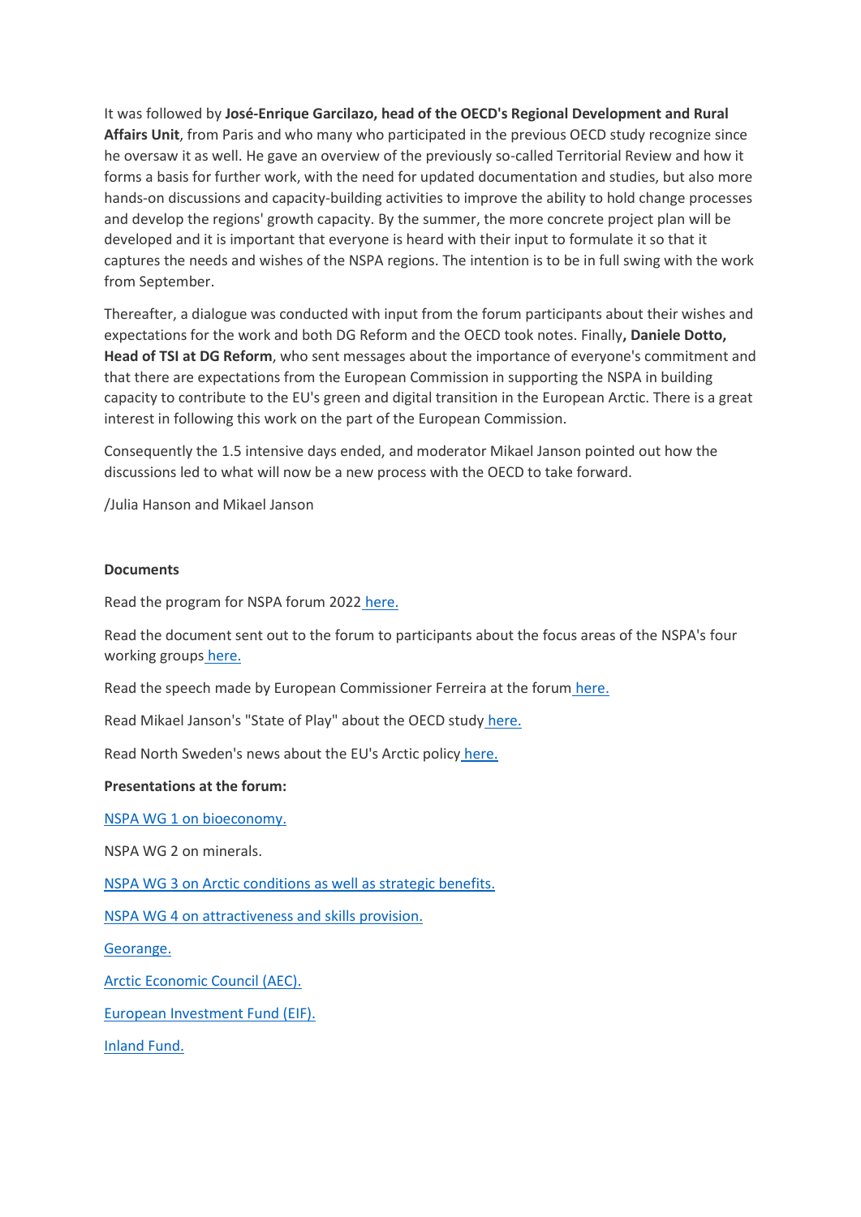It was followed by **José-Enrique Garcilazo, head of the OECD's Regional Development and Rural Affairs Unit**, from Paris and who many who participated in the previous OECD study recognize since he oversaw it as well. He gave an overview of the previously so-called Territorial Review and how it forms a basis for further work, with the need for updated documentation and studies, but also more hands-on discussions and capacity-building activities to improve the ability to hold change processes and develop the regions' growth capacity. By the summer, the more concrete project plan will be developed and it is important that everyone is heard with their input to formulate it so that it captures the needs and wishes of the NSPA regions. The intention is to be in full swing with the work from September.

Thereafter, a dialogue was conducted with input from the forum participants about their wishes and expectations for the work and both DG Reform and the OECD took notes. Finally**, Daniele Dotto, Head of TSI at DG Reform**, who sent messages about the importance of everyone's commitment and that there are expectations from the European Commission in supporting the NSPA in building capacity to contribute to the EU's green and digital transition in the European Arctic. There is a great interest in following this work on the part of the European Commission.

Consequently the 1.5 intensive days ended, and moderator Mikael Janson pointed out how the discussions led to what will now be a new process with the OECD to take forward.

/Julia Hanson and Mikael Janson

**Documents**

Read the program for NSPA forum 2022 here.

Read the document sent out to the forum to participants about the focus areas of the NSPA's four working groups here.

Read the speech made by European Commissioner Ferreira at the forum here.

Read Mikael Janson's "State of Play" about the OECD study here.

Read North Sweden's news about the EU's Arctic policy here.

**Presentations at the forum:**

NSPA WG 1 on bioeconomy.

NSPA WG 2 on minerals.

NSPA WG 3 on Arctic conditions as well as strategic benefits.

NSPA WG 4 on attractiveness and skills provision.

Georange.

Arctic Economic Council (AEC).

European Investment Fund (EIF).

Inland Fund.